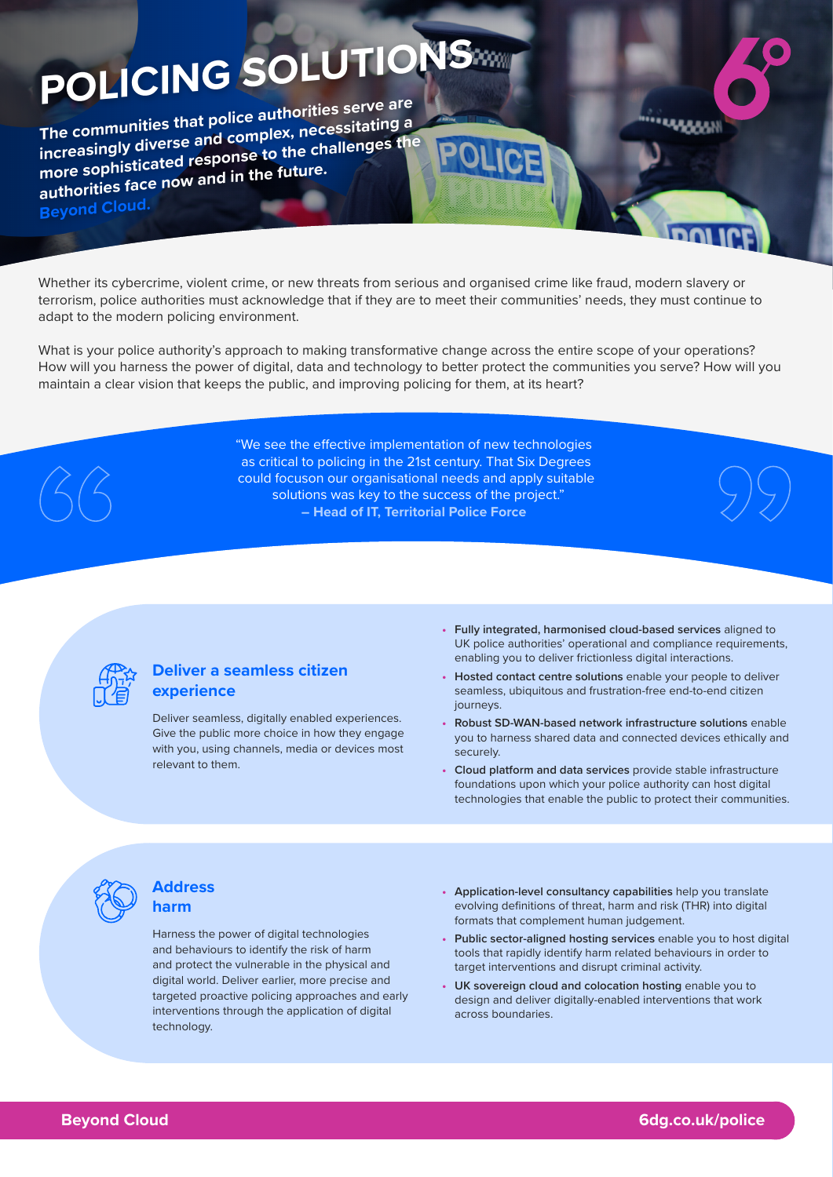# POLICING SOLUTIONS

**The communities that police authorities serve are increasingly diverse and complex, necessitating a more sophisticated response to the challenges the authorities face now and in the future.**

**Beyond Cloud.**

Whether its cybercrime, violent crime, or new threats from serious and organised crime like fraud, modern slavery or terrorism, police authorities must acknowledge that if they are to meet their communities' needs, they must continue to adapt to the modern policing environment.

What is your police authority's approach to making transformative change across the entire scope of your operations? How will you harness the power of digital, data and technology to better protect the communities you serve? How will you maintain a clear vision that keeps the public, and improving policing for them, at its heart?

> "We see the effective implementation of new technologies as critical to policing in the 21st century. That Six Degrees could focuson our organisational needs and apply suitable solutions was key to the success of the project."
> **– Head of IT, Territorial Police Force**

## Deliver a seamless citizen experience

Deliver seamless, digitally enabled experiences. Give the public more choice in how they engage with you, using channels, media or devices most relevant to them.

- **Fully integrated, harmonised cloud-based services** aligned to UK police authorities' operational and compliance requirements, enabling you to deliver frictionless digital interactions.
- **Hosted contact centre solutions** enable your people to deliver seamless, ubiquitous and frustration-free end-to-end citizen journeys.
- **Robust SD-WAN-based network infrastructure solutions** enable you to harness shared data and connected devices ethically and securely.
- **Cloud platform and data services** provide stable infrastructure foundations upon which your police authority can host digital technologies that enable the public to protect their communities.

## Address harm

Harness the power of digital technologies and behaviours to identify the risk of harm and protect the vulnerable in the physical and digital world. Deliver earlier, more precise and targeted proactive policing approaches and early interventions through the application of digital technology.

- **Application-level consultancy capabilities** help you translate evolving definitions of threat, harm and risk (THR) into digital formats that complement human judgement.
- **Public sector-aligned hosting services** enable you to host digital tools that rapidly identify harm related behaviours in order to target interventions and disrupt criminal activity.
- **UK sovereign cloud and colocation hosting** enable you to design and deliver digitally-enabled interventions that work across boundaries.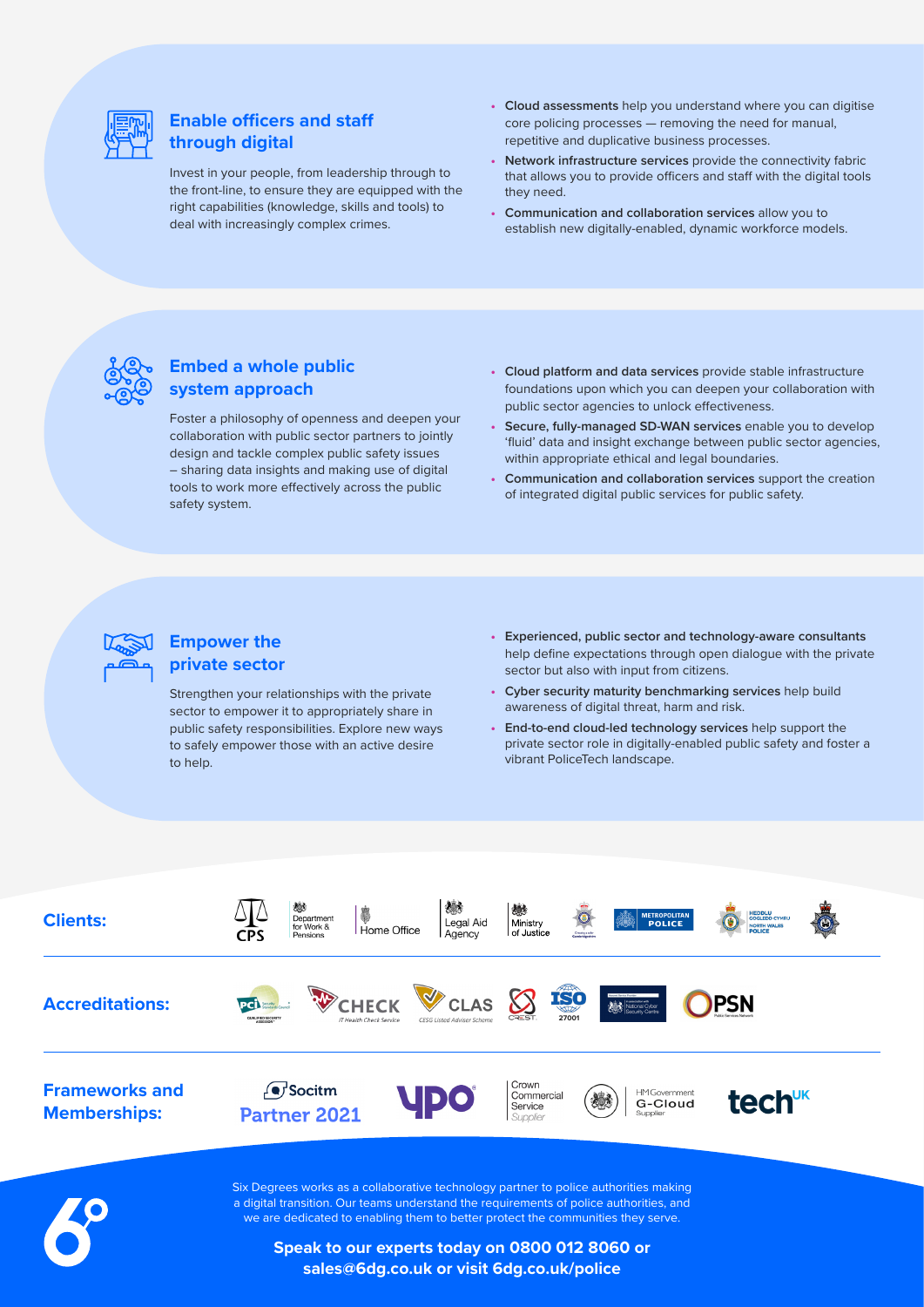## Enable officers and staff through digital

Invest in your people, from leadership through to the front-line, to ensure they are equipped with the right capabilities (knowledge, skills and tools) to deal with increasingly complex crimes.

- **Cloud assessments** help you understand where you can digitise core policing processes — removing the need for manual, repetitive and duplicative business processes.
- **Network infrastructure services** provide the connectivity fabric that allows you to provide officers and staff with the digital tools they need.
- **Communication and collaboration services** allow you to establish new digitally-enabled, dynamic workforce models.

## Embed a whole public system approach

Foster a philosophy of openness and deepen your collaboration with public sector partners to jointly design and tackle complex public safety issues – sharing data insights and making use of digital tools to work more effectively across the public safety system.

- **Cloud platform and data services** provide stable infrastructure foundations upon which you can deepen your collaboration with public sector agencies to unlock effectiveness.
- **Secure, fully-managed SD-WAN services** enable you to develop 'fluid' data and insight exchange between public sector agencies, within appropriate ethical and legal boundaries.
- **Communication and collaboration services** support the creation of integrated digital public services for public safety.

## Empower the private sector

Strengthen your relationships with the private sector to empower it to appropriately share in public safety responsibilities. Explore new ways to safely empower those with an active desire to help.

- **Experienced, public sector and technology-aware consultants** help define expectations through open dialogue with the private sector but also with input from citizens.
- **Cyber security maturity benchmarking services** help build awareness of digital threat, harm and risk.
- **End-to-end cloud-led technology services** help support the private sector role in digitally-enabled public safety and foster a vibrant PoliceTech landscape.

**Clients:** CPS, Department for Work & Pensions, Home Office, Legal Aid Agency, Ministry of Justice, Metropolitan Police, Heddlu Gogledd Cymru North Wales Police

**Accreditations:** PCI Security Standards Council Qualified Security Assessor, CHECK IT Health Check Service, CLAS CESG Listed Adviser Scheme, CREST, ISO 27001, National Cyber Security Centre, PSN Public Services Network

**Frameworks and Memberships:** Socitm Partner 2021, YPO, Crown Commercial Service Supplier, HM Government G-Cloud Supplier, techUK

Six Degrees works as a collaborative technology partner to police authorities making a digital transition. Our teams understand the requirements of police authorities, and we are dedicated to enabling them to better protect the communities they serve.

**Speak to our experts today on 0800 012 8060 or sales@6dg.co.uk or visit 6dg.co.uk/police**